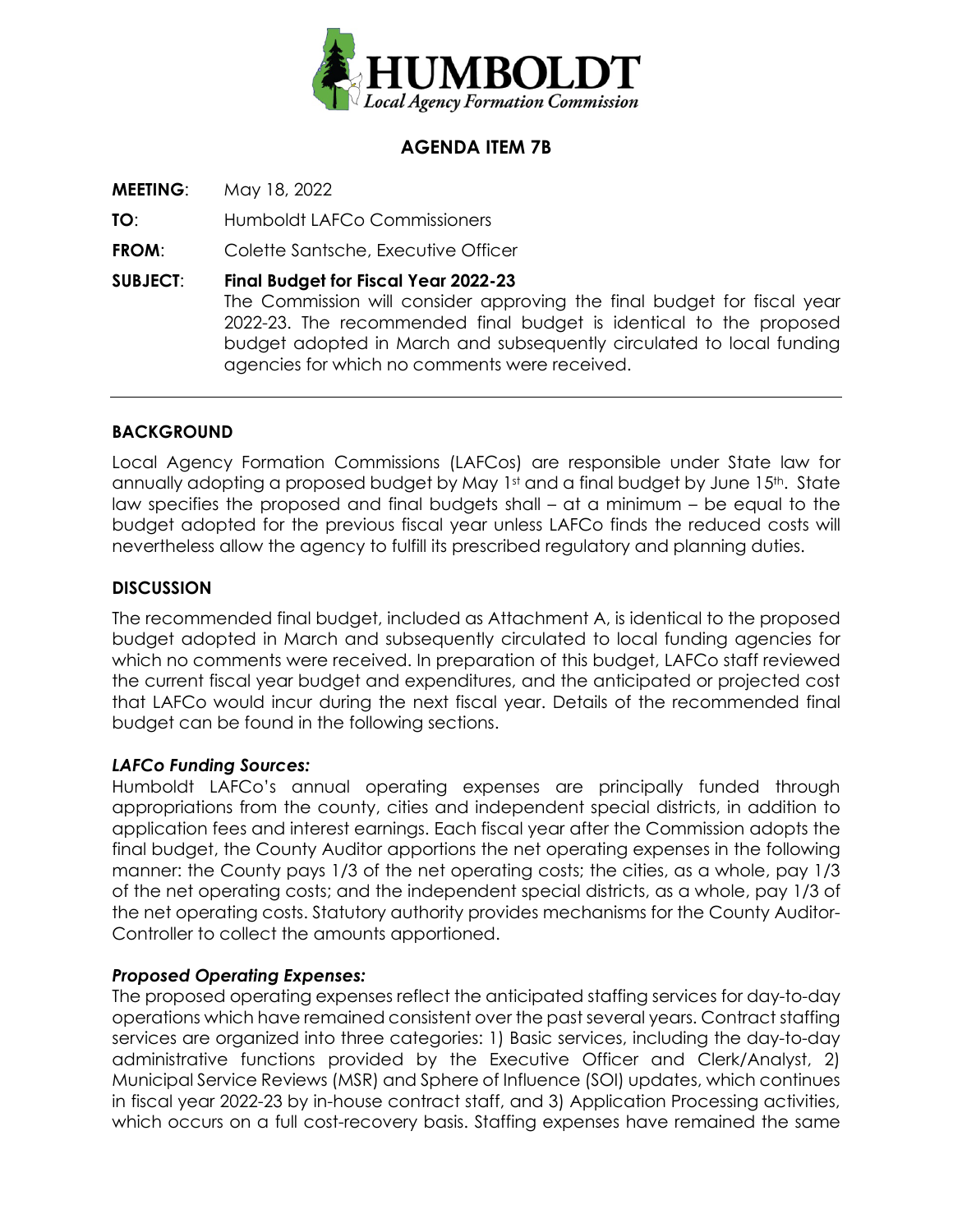HUMBOLDT
Local Agency Formation Commission

# AGENDA ITEM 7B

**MEETING**: May 18, 2022

**TO**: Humboldt LAFCo Commissioners

**FROM**: Colette Santsche, Executive Officer

**SUBJECT**: **Final Budget for Fiscal Year 2022-23**
The Commission will consider approving the final budget for fiscal year 2022-23. The recommended final budget is identical to the proposed budget adopted in March and subsequently circulated to local funding agencies for which no comments were received.

---

## BACKGROUND

Local Agency Formation Commissions (LAFCos) are responsible under State law for annually adopting a proposed budget by May 1st and a final budget by June 15th. State law specifies the proposed and final budgets shall – at a minimum – be equal to the budget adopted for the previous fiscal year unless LAFCo finds the reduced costs will nevertheless allow the agency to fulfill its prescribed regulatory and planning duties.

## DISCUSSION

The recommended final budget, included as Attachment A, is identical to the proposed budget adopted in March and subsequently circulated to local funding agencies for which no comments were received. In preparation of this budget, LAFCo staff reviewed the current fiscal year budget and expenditures, and the anticipated or projected cost that LAFCo would incur during the next fiscal year. Details of the recommended final budget can be found in the following sections.

### *LAFCo Funding Sources:*

Humboldt LAFCo's annual operating expenses are principally funded through appropriations from the county, cities and independent special districts, in addition to application fees and interest earnings. Each fiscal year after the Commission adopts the final budget, the County Auditor apportions the net operating expenses in the following manner: the County pays 1/3 of the net operating costs; the cities, as a whole, pay 1/3 of the net operating costs; and the independent special districts, as a whole, pay 1/3 of the net operating costs. Statutory authority provides mechanisms for the County Auditor-Controller to collect the amounts apportioned.

### *Proposed Operating Expenses:*

The proposed operating expenses reflect the anticipated staffing services for day-to-day operations which have remained consistent over the past several years. Contract staffing services are organized into three categories: 1) Basic services, including the day-to-day administrative functions provided by the Executive Officer and Clerk/Analyst, 2) Municipal Service Reviews (MSR) and Sphere of Influence (SOI) updates, which continues in fiscal year 2022-23 by in-house contract staff, and 3) Application Processing activities, which occurs on a full cost-recovery basis. Staffing expenses have remained the same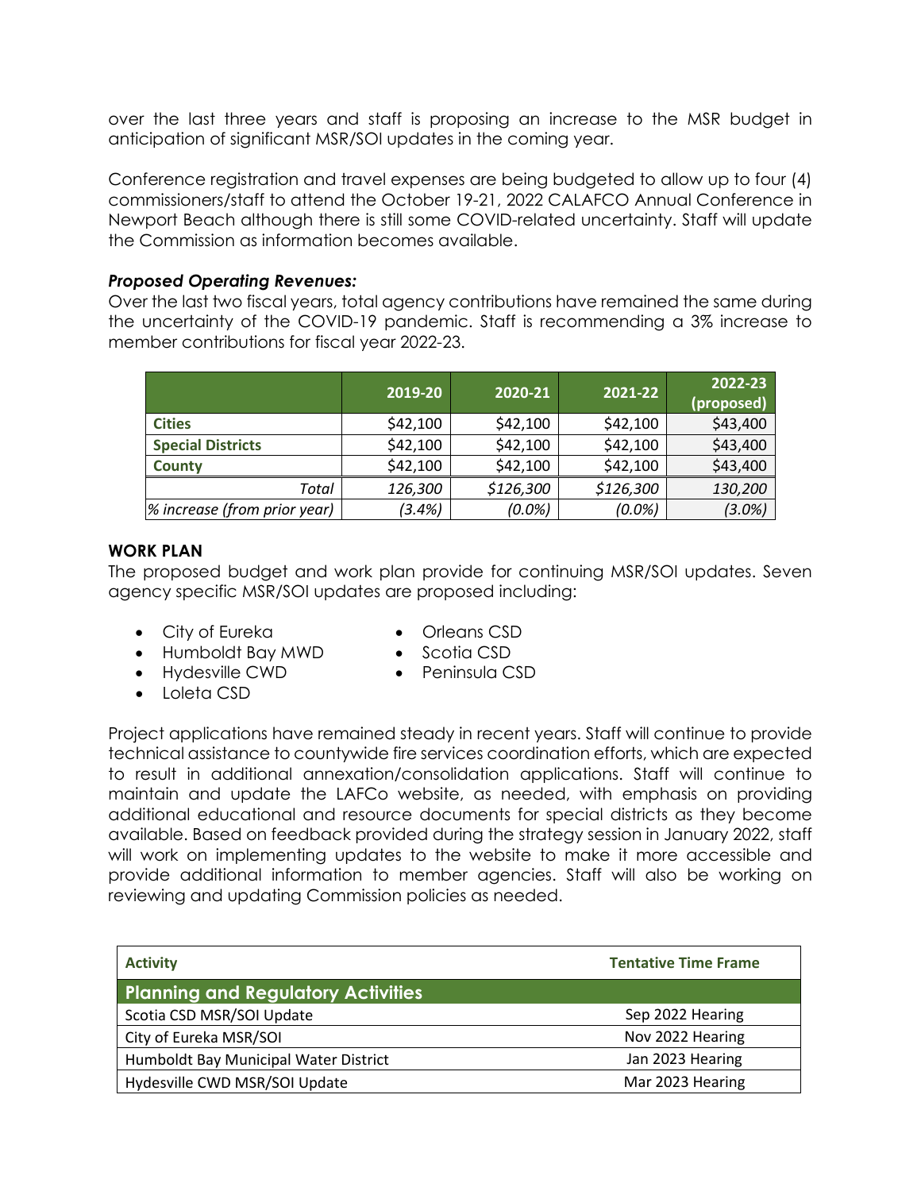over the last three years and staff is proposing an increase to the MSR budget in anticipation of significant MSR/SOI updates in the coming year.

Conference registration and travel expenses are being budgeted to allow up to four (4) commissioners/staff to attend the October 19-21, 2022 CALAFCO Annual Conference in Newport Beach although there is still some COVID-related uncertainty. Staff will update the Commission as information becomes available.

***Proposed Operating Revenues:***

Over the last two fiscal years, total agency contributions have remained the same during the uncertainty of the COVID-19 pandemic. Staff is recommending a 3% increase to member contributions for fiscal year 2022-23.

| | 2019-20 | 2020-21 | 2021-22 | 2022-23 (proposed) |
|---|---|---|---|---|
| **Cities** | $42,100 | $42,100 | $42,100 | $43,400 |
| **Special Districts** | $42,100 | $42,100 | $42,100 | $43,400 |
| **County** | $42,100 | $42,100 | $42,100 | $43,400 |
| *Total* | *126,300* | *$126,300* | *$126,300* | *130,200* |
| *% increase (from prior year)* | *(3.4%)* | *(0.0%)* | *(0.0%)* | *(3.0%)* |

**WORK PLAN**

The proposed budget and work plan provide for continuing MSR/SOI updates. Seven agency specific MSR/SOI updates are proposed including:

- City of Eureka
- Humboldt Bay MWD
- Hydesville CWD
- Loleta CSD
- Orleans CSD
- Scotia CSD
- Peninsula CSD

Project applications have remained steady in recent years. Staff will continue to provide technical assistance to countywide fire services coordination efforts, which are expected to result in additional annexation/consolidation applications. Staff will continue to maintain and update the LAFCo website, as needed, with emphasis on providing additional educational and resource documents for special districts as they become available. Based on feedback provided during the strategy session in January 2022, staff will work on implementing updates to the website to make it more accessible and provide additional information to member agencies. Staff will also be working on reviewing and updating Commission policies as needed.

| Activity | Tentative Time Frame |
|---|---|
| **Planning and Regulatory Activities** | |
| Scotia CSD MSR/SOI Update | Sep 2022 Hearing |
| City of Eureka MSR/SOI | Nov 2022 Hearing |
| Humboldt Bay Municipal Water District | Jan 2023 Hearing |
| Hydesville CWD MSR/SOI Update | Mar 2023 Hearing |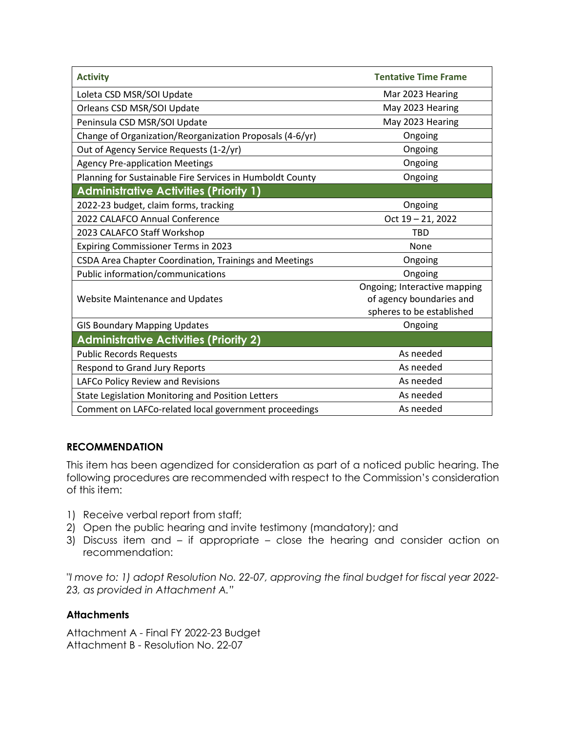| Activity | Tentative Time Frame |
|---|---|
| Loleta CSD MSR/SOI Update | Mar 2023 Hearing |
| Orleans CSD MSR/SOI Update | May 2023 Hearing |
| Peninsula CSD MSR/SOI Update | May 2023 Hearing |
| Change of Organization/Reorganization Proposals (4-6/yr) | Ongoing |
| Out of Agency Service Requests (1-2/yr) | Ongoing |
| Agency Pre-application Meetings | Ongoing |
| Planning for Sustainable Fire Services in Humboldt County | Ongoing |
| **Administrative Activities (Priority 1)** | |
| 2022-23 budget, claim forms, tracking | Ongoing |
| 2022 CALAFCO Annual Conference | Oct 19 – 21, 2022 |
| 2023 CALAFCO Staff Workshop | TBD |
| Expiring Commissioner Terms in 2023 | None |
| CSDA Area Chapter Coordination, Trainings and Meetings | Ongoing |
| Public information/communications | Ongoing |
| Website Maintenance and Updates | Ongoing; Interactive mapping of agency boundaries and spheres to be established |
| GIS Boundary Mapping Updates | Ongoing |
| **Administrative Activities (Priority 2)** | |
| Public Records Requests | As needed |
| Respond to Grand Jury Reports | As needed |
| LAFCo Policy Review and Revisions | As needed |
| State Legislation Monitoring and Position Letters | As needed |
| Comment on LAFCo-related local government proceedings | As needed |

**RECOMMENDATION**

This item has been agendized for consideration as part of a noticed public hearing. The following procedures are recommended with respect to the Commission's consideration of this item:

1) Receive verbal report from staff;
2) Open the public hearing and invite testimony (mandatory); and
3) Discuss item and – if appropriate – close the hearing and consider action on recommendation:

*"I move to: 1) adopt Resolution No. 22-07, approving the final budget for fiscal year 2022-23, as provided in Attachment A."*

**Attachments**

Attachment A - Final FY 2022-23 Budget
Attachment B - Resolution No. 22-07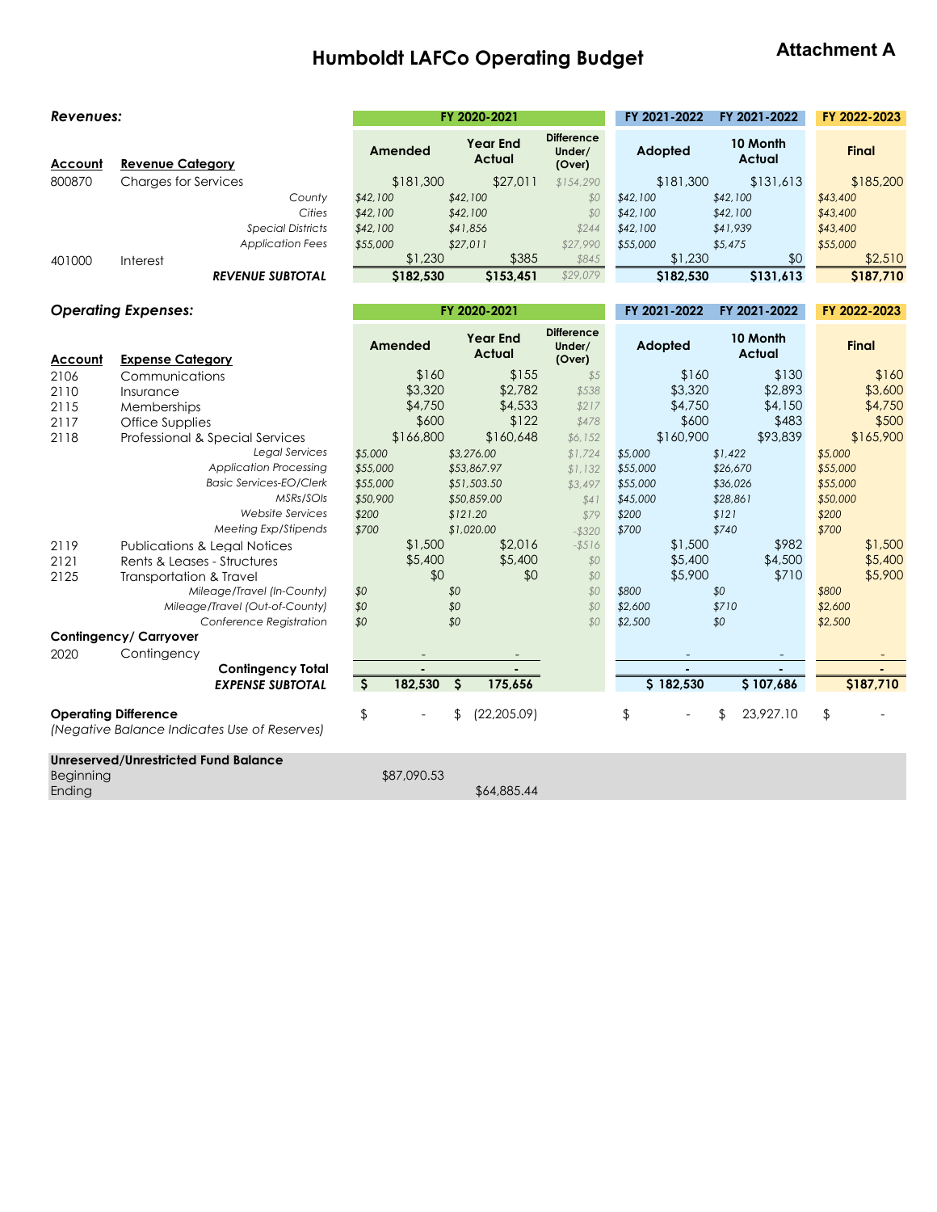# Humboldt LAFCo Operating Budget

**Attachment A**

## Revenues:

| Account | Revenue Category | FY 2020-2021 Amended | FY 2020-2021 Year End Actual | FY 2020-2021 Difference Under/ (Over) | FY 2021-2022 Adopted | FY 2021-2022 10 Month Actual | FY 2022-2023 Final |
|---|---|---|---|---|---|---|---|
| 800870 | Charges for Services | $181,300 | $27,011 | $154,290 | $181,300 | $131,613 | $185,200 |
| | *County* | *$42,100* | *$42,100* | *$0* | *$42,100* | *$42,100* | *$43,400* |
| | *Cities* | *$42,100* | *$42,100* | *$0* | *$42,100* | *$42,100* | *$43,400* |
| | *Special Districts* | *$42,100* | *$41,856* | *$244* | *$42,100* | *$41,939* | *$43,400* |
| | *Application Fees* | *$55,000* | *$27,011* | *$27,990* | *$55,000* | *$5,475* | *$55,000* |
| 401000 | Interest | $1,230 | $385 | $845 | $1,230 | $0 | $2,510 |
| | ***REVENUE SUBTOTAL*** | **$182,530** | **$153,451** | *$29,079* | **$182,530** | **$131,613** | **$187,710** |

## Operating Expenses:

| Account | Expense Category | FY 2020-2021 Amended | FY 2020-2021 Year End Actual | FY 2020-2021 Difference Under/ (Over) | FY 2021-2022 Adopted | FY 2021-2022 10 Month Actual | FY 2022-2023 Final |
|---|---|---|---|---|---|---|---|
| 2106 | Communications | $160 | $155 | $5 | $160 | $130 | $160 |
| 2110 | Insurance | $3,320 | $2,782 | $538 | $3,320 | $2,893 | $3,600 |
| 2115 | Memberships | $4,750 | $4,533 | $217 | $4,750 | $4,150 | $4,750 |
| 2117 | Office Supplies | $600 | $122 | $478 | $600 | $483 | $500 |
| 2118 | Professional & Special Services | $166,800 | $160,648 | $6,152 | $160,900 | $93,839 | $165,900 |
| | *Legal Services* | *$5,000* | *$3,276.00* | *$1,724* | *$5,000* | *$1,422* | *$5,000* |
| | *Application Processing* | *$55,000* | *$53,867.97* | *$1,132* | *$55,000* | *$26,670* | *$55,000* |
| | *Basic Services-EO/Clerk* | *$55,000* | *$51,503.50* | *$3,497* | *$55,000* | *$36,026* | *$55,000* |
| | *MSRs/SOIs* | *$50,900* | *$50,859.00* | *$41* | *$45,000* | *$28,861* | *$50,000* |
| | *Website Services* | *$200* | *$121.20* | *$79* | *$200* | *$121* | *$200* |
| | *Meeting Exp/Stipends* | *$700* | *$1,020.00* | *-$320* | *$700* | *$740* | *$700* |
| 2119 | Publications & Legal Notices | $1,500 | $2,016 | -$516 | $1,500 | $982 | $1,500 |
| 2121 | Rents & Leases - Structures | $5,400 | $5,400 | $0 | $5,400 | $4,500 | $5,400 |
| 2125 | Transportation & Travel | $0 | $0 | $0 | $5,900 | $710 | $5,900 |
| | *Mileage/Travel (In-County)* | *$0* | *$0* | *$0* | *$800* | *$0* | *$800* |
| | *Mileage/Travel (Out-of-County)* | *$0* | *$0* | *$0* | *$2,600* | *$710* | *$2,600* |
| | *Conference Registration* | *$0* | *$0* | *$0* | *$2,500* | *$0* | *$2,500* |
| **Contingency/ Carryover** | | | | | | | |
| 2020 | Contingency | - | - | | - | - | - |
| | **Contingency Total** | - | - | | - | - | - |
| | ***EXPENSE SUBTOTAL*** | **$ 182,530** | **$ 175,656** | | **$ 182,530** | **$ 107,686** | **$187,710** |

| | FY 2020-2021 Amended | FY 2020-2021 Year End Actual | FY 2021-2022 Adopted | FY 2021-2022 10 Month Actual | FY 2022-2023 Final |
|---|---|---|---|---|---|
| **Operating Difference** *(Negative Balance Indicates Use of Reserves)* | $ - | $ (22,205.09) | $ - | $ 23,927.10 | $ - |

| **Unreserved/Unrestricted Fund Balance** | | |
|---|---|---|
| Beginning | $87,090.53 | |
| Ending | | $64,885.44 |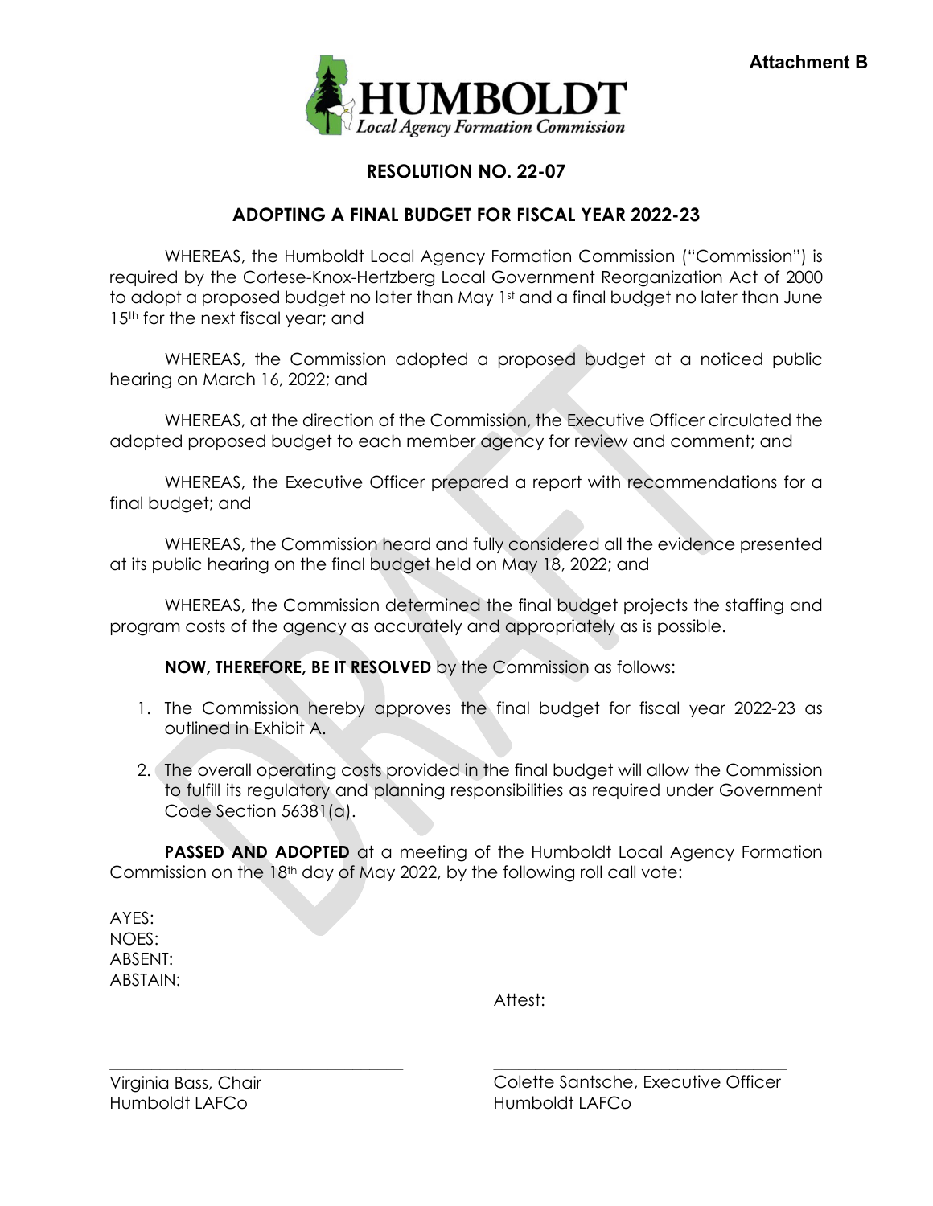**Attachment B**

HUMBOLDT
*Local Agency Formation Commission*

## RESOLUTION NO. 22-07

## ADOPTING A FINAL BUDGET FOR FISCAL YEAR 2022-23

WHEREAS, the Humboldt Local Agency Formation Commission ("Commission") is required by the Cortese-Knox-Hertzberg Local Government Reorganization Act of 2000 to adopt a proposed budget no later than May 1st and a final budget no later than June 15th for the next fiscal year; and

WHEREAS, the Commission adopted a proposed budget at a noticed public hearing on March 16, 2022; and

WHEREAS, at the direction of the Commission, the Executive Officer circulated the adopted proposed budget to each member agency for review and comment; and

WHEREAS, the Executive Officer prepared a report with recommendations for a final budget; and

WHEREAS, the Commission heard and fully considered all the evidence presented at its public hearing on the final budget held on May 18, 2022; and

WHEREAS, the Commission determined the final budget projects the staffing and program costs of the agency as accurately and appropriately as is possible.

**NOW, THEREFORE, BE IT RESOLVED** by the Commission as follows:

1. The Commission hereby approves the final budget for fiscal year 2022-23 as outlined in Exhibit A.
2. The overall operating costs provided in the final budget will allow the Commission to fulfill its regulatory and planning responsibilities as required under Government Code Section 56381(a).

**PASSED AND ADOPTED** at a meeting of the Humboldt Local Agency Formation Commission on the 18th day of May 2022, by the following roll call vote:

AYES:
NOES:
ABSENT:
ABSTAIN:

Attest:

\_\_\_\_\_\_\_\_\_\_\_\_\_\_\_\_\_\_\_\_\_\_\_\_\_\_\_\_\_\_\_\_\_\_\_
Virginia Bass, Chair
Humboldt LAFCo

\_\_\_\_\_\_\_\_\_\_\_\_\_\_\_\_\_\_\_\_\_\_\_\_\_\_\_\_\_\_\_\_\_\_\_
Colette Santsche, Executive Officer
Humboldt LAFCo

DRAFT